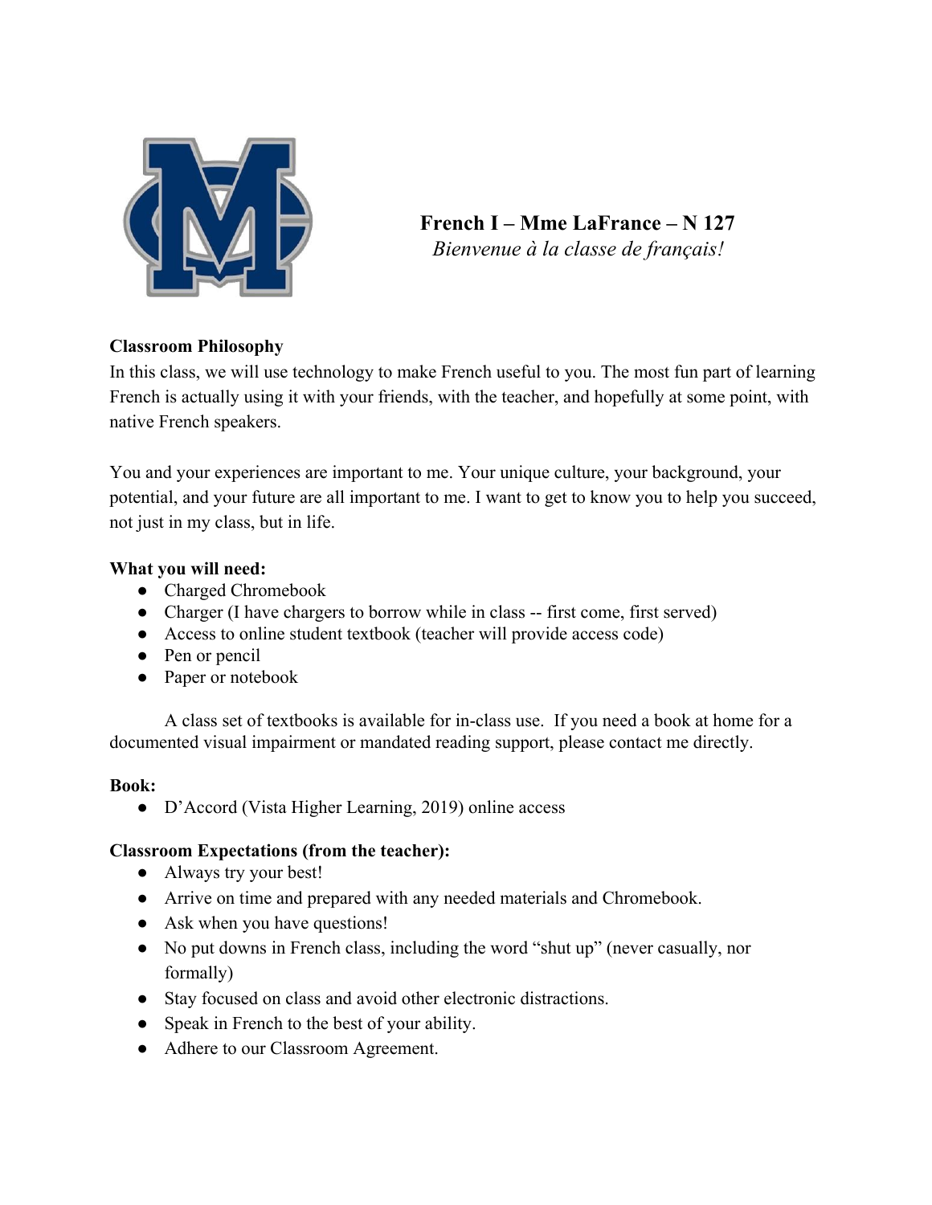# French I – Mme LaFrance – N 127

*Bienvenue à la classe de français!*

**Classroom Philosophy**

In this class, we will use technology to make French useful to you. The most fun part of learning French is actually using it with your friends, with the teacher, and hopefully at some point, with native French speakers.

You and your experiences are important to me. Your unique culture, your background, your potential, and your future are all important to me. I want to get to know you to help you succeed, not just in my class, but in life.

**What you will need:**

- Charged Chromebook
- Charger (I have chargers to borrow while in class -- first come, first served)
- Access to online student textbook (teacher will provide access code)
- Pen or pencil
- Paper or notebook

A class set of textbooks is available for in-class use. If you need a book at home for a documented visual impairment or mandated reading support, please contact me directly.

**Book:**

- D'Accord (Vista Higher Learning, 2019) online access

**Classroom Expectations (from the teacher):**

- Always try your best!
- Arrive on time and prepared with any needed materials and Chromebook.
- Ask when you have questions!
- No put downs in French class, including the word "shut up" (never casually, nor formally)
- Stay focused on class and avoid other electronic distractions.
- Speak in French to the best of your ability.
- Adhere to our Classroom Agreement.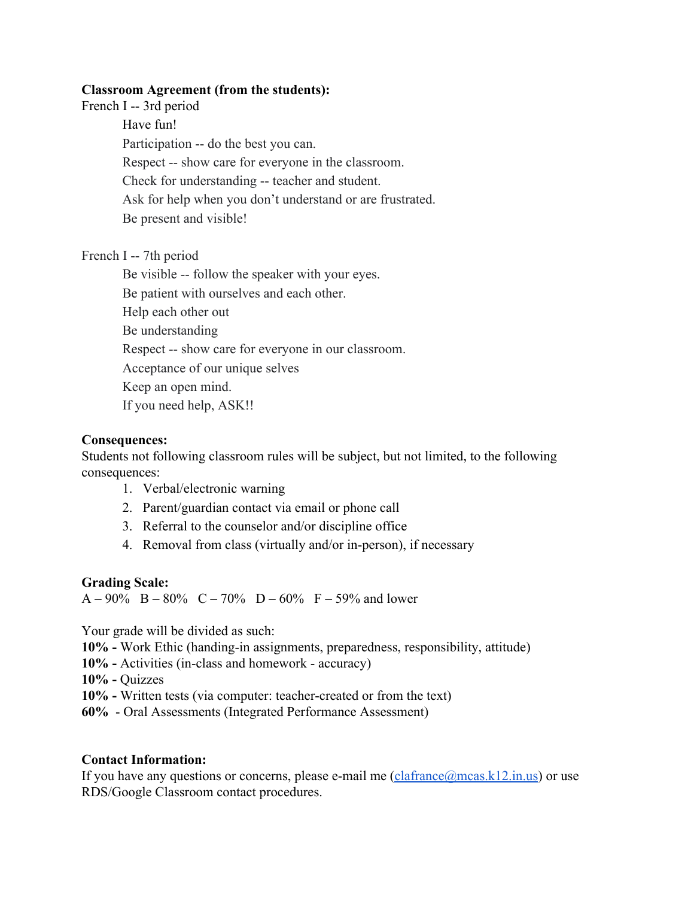**Classroom Agreement (from the students):**

French I -- 3rd period

- Have fun!
- Participation -- do the best you can.
- Respect -- show care for everyone in the classroom.
- Check for understanding -- teacher and student.
- Ask for help when you don't understand or are frustrated.
- Be present and visible!

French I -- 7th period

- Be visible -- follow the speaker with your eyes.
- Be patient with ourselves and each other.
- Help each other out
- Be understanding
- Respect -- show care for everyone in our classroom.
- Acceptance of our unique selves
- Keep an open mind.
- If you need help, ASK!!

**Consequences:**

Students not following classroom rules will be subject, but not limited, to the following consequences:

1. Verbal/electronic warning
2. Parent/guardian contact via email or phone call
3. Referral to the counselor and/or discipline office
4. Removal from class (virtually and/or in-person), if necessary

**Grading Scale:**

A – 90%   B – 80%   C – 70%   D – 60%   F – 59% and lower

Your grade will be divided as such:

**10% -** Work Ethic (handing-in assignments, preparedness, responsibility, attitude)
**10% -** Activities (in-class and homework - accuracy)
**10% -** Quizzes
**10% -** Written tests (via computer: teacher-created or from the text)
**60%** - Oral Assessments (Integrated Performance Assessment)

**Contact Information:**

If you have any questions or concerns, please e-mail me (clafrance@mcas.k12.in.us) or use RDS/Google Classroom contact procedures.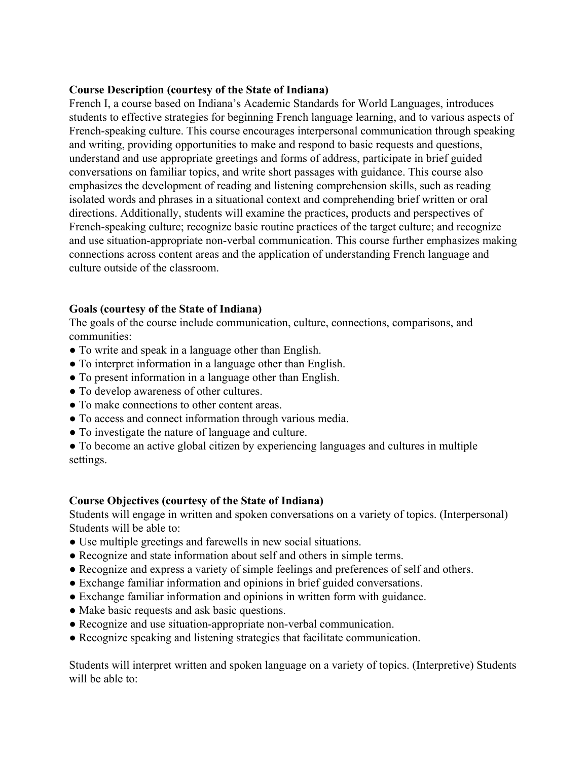**Course Description (courtesy of the State of Indiana)**
French I, a course based on Indiana's Academic Standards for World Languages, introduces students to effective strategies for beginning French language learning, and to various aspects of French-speaking culture. This course encourages interpersonal communication through speaking and writing, providing opportunities to make and respond to basic requests and questions, understand and use appropriate greetings and forms of address, participate in brief guided conversations on familiar topics, and write short passages with guidance. This course also emphasizes the development of reading and listening comprehension skills, such as reading isolated words and phrases in a situational context and comprehending brief written or oral directions. Additionally, students will examine the practices, products and perspectives of French-speaking culture; recognize basic routine practices of the target culture; and recognize and use situation-appropriate non-verbal communication. This course further emphasizes making connections across content areas and the application of understanding French language and culture outside of the classroom.

**Goals (courtesy of the State of Indiana)**
The goals of the course include communication, culture, connections, comparisons, and communities:
- To write and speak in a language other than English.
- To interpret information in a language other than English.
- To present information in a language other than English.
- To develop awareness of other cultures.
- To make connections to other content areas.
- To access and connect information through various media.
- To investigate the nature of language and culture.
- To become an active global citizen by experiencing languages and cultures in multiple settings.

**Course Objectives (courtesy of the State of Indiana)**
Students will engage in written and spoken conversations on a variety of topics. (Interpersonal) Students will be able to:
- Use multiple greetings and farewells in new social situations.
- Recognize and state information about self and others in simple terms.
- Recognize and express a variety of simple feelings and preferences of self and others.
- Exchange familiar information and opinions in brief guided conversations.
- Exchange familiar information and opinions in written form with guidance.
- Make basic requests and ask basic questions.
- Recognize and use situation-appropriate non-verbal communication.
- Recognize speaking and listening strategies that facilitate communication.

Students will interpret written and spoken language on a variety of topics. (Interpretive) Students will be able to: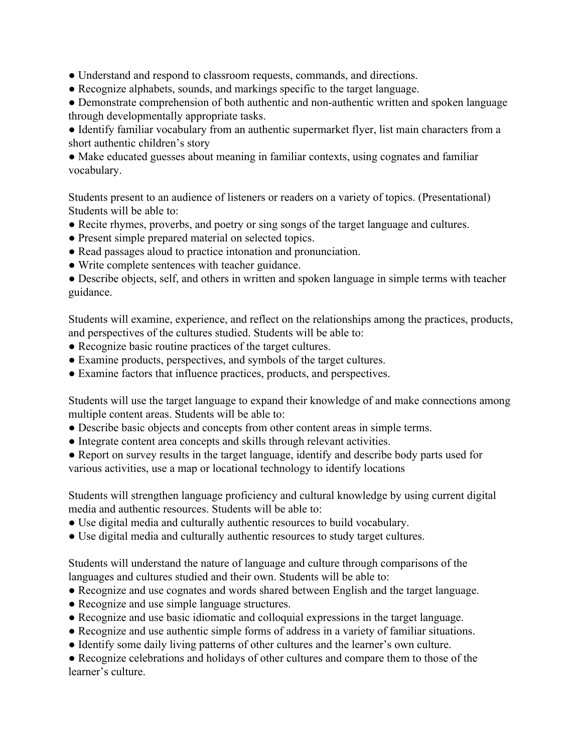- Understand and respond to classroom requests, commands, and directions.
- Recognize alphabets, sounds, and markings specific to the target language.
- Demonstrate comprehension of both authentic and non-authentic written and spoken language through developmentally appropriate tasks.
- Identify familiar vocabulary from an authentic supermarket flyer, list main characters from a short authentic children's story
- Make educated guesses about meaning in familiar contexts, using cognates and familiar vocabulary.

Students present to an audience of listeners or readers on a variety of topics. (Presentational) Students will be able to:

- Recite rhymes, proverbs, and poetry or sing songs of the target language and cultures.
- Present simple prepared material on selected topics.
- Read passages aloud to practice intonation and pronunciation.
- Write complete sentences with teacher guidance.
- Describe objects, self, and others in written and spoken language in simple terms with teacher guidance.

Students will examine, experience, and reflect on the relationships among the practices, products, and perspectives of the cultures studied. Students will be able to:

- Recognize basic routine practices of the target cultures.
- Examine products, perspectives, and symbols of the target cultures.
- Examine factors that influence practices, products, and perspectives.

Students will use the target language to expand their knowledge of and make connections among multiple content areas. Students will be able to:

- Describe basic objects and concepts from other content areas in simple terms.
- Integrate content area concepts and skills through relevant activities.
- Report on survey results in the target language, identify and describe body parts used for various activities, use a map or locational technology to identify locations

Students will strengthen language proficiency and cultural knowledge by using current digital media and authentic resources. Students will be able to:

- Use digital media and culturally authentic resources to build vocabulary.
- Use digital media and culturally authentic resources to study target cultures.

Students will understand the nature of language and culture through comparisons of the languages and cultures studied and their own. Students will be able to:

- Recognize and use cognates and words shared between English and the target language.
- Recognize and use simple language structures.
- Recognize and use basic idiomatic and colloquial expressions in the target language.
- Recognize and use authentic simple forms of address in a variety of familiar situations.
- Identify some daily living patterns of other cultures and the learner's own culture.
- Recognize celebrations and holidays of other cultures and compare them to those of the learner's culture.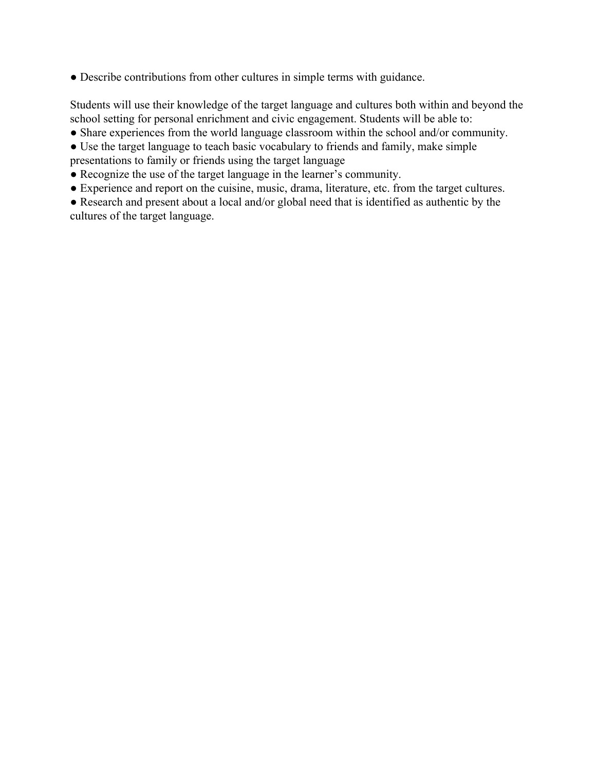- Describe contributions from other cultures in simple terms with guidance.

Students will use their knowledge of the target language and cultures both within and beyond the school setting for personal enrichment and civic engagement. Students will be able to:

- Share experiences from the world language classroom within the school and/or community.
- Use the target language to teach basic vocabulary to friends and family, make simple presentations to family or friends using the target language
- Recognize the use of the target language in the learner's community.
- Experience and report on the cuisine, music, drama, literature, etc. from the target cultures.
- Research and present about a local and/or global need that is identified as authentic by the cultures of the target language.